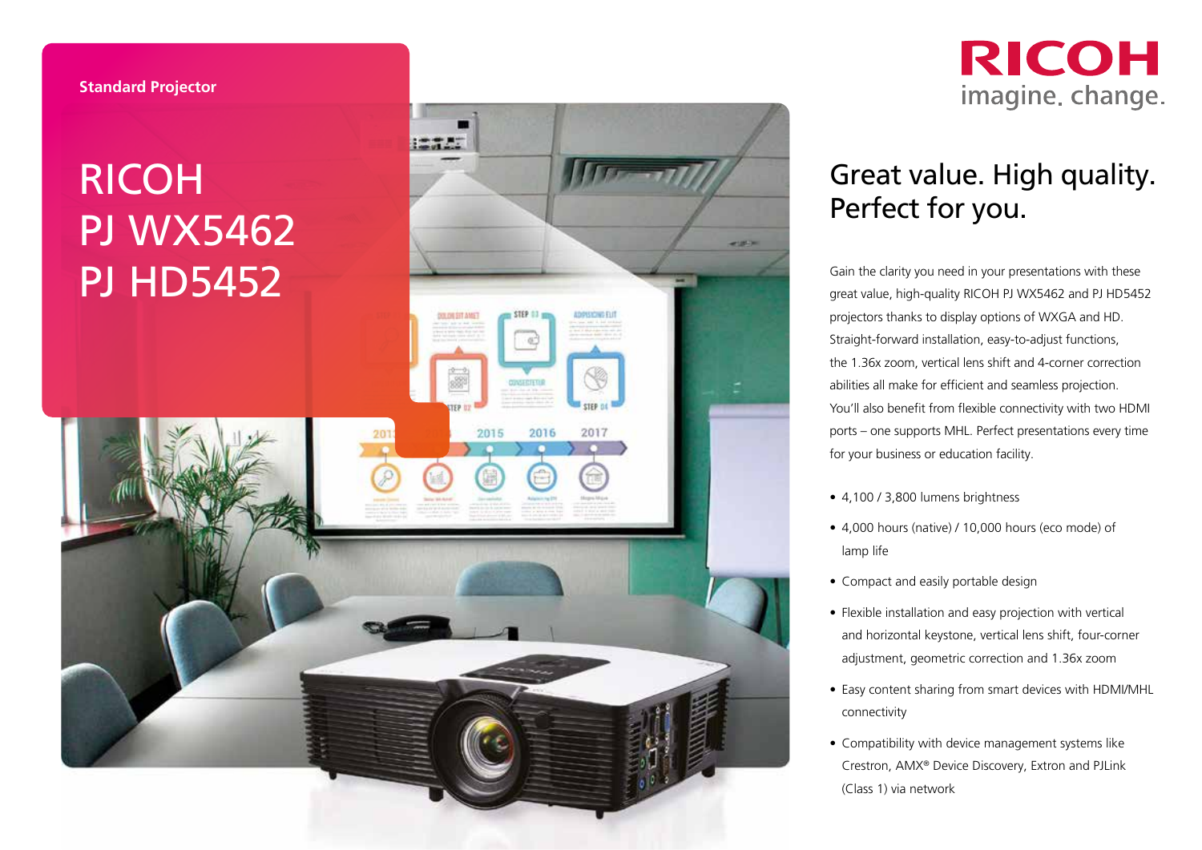Standard Projector

# RICOH PJ WX5462 PJ HD5452

RICOH
imagine. change.

## Great value. High quality. Perfect for you.

Gain the clarity you need in your presentations with these great value, high-quality RICOH PJ WX5462 and PJ HD5452 projectors thanks to display options of WXGA and HD. Straight-forward installation, easy-to-adjust functions, the 1.36x zoom, vertical lens shift and 4-corner correction abilities all make for efficient and seamless projection. You'll also benefit from flexible connectivity with two HDMI ports – one supports MHL. Perfect presentations every time for your business or education facility.

- 4,100 / 3,800 lumens brightness
- 4,000 hours (native) / 10,000 hours (eco mode) of lamp life
- Compact and easily portable design
- Flexible installation and easy projection with vertical and horizontal keystone, vertical lens shift, four-corner adjustment, geometric correction and 1.36x zoom
- Easy content sharing from smart devices with HDMI/MHL connectivity
- Compatibility with device management systems like Crestron, AMX® Device Discovery, Extron and PJLink (Class 1) via network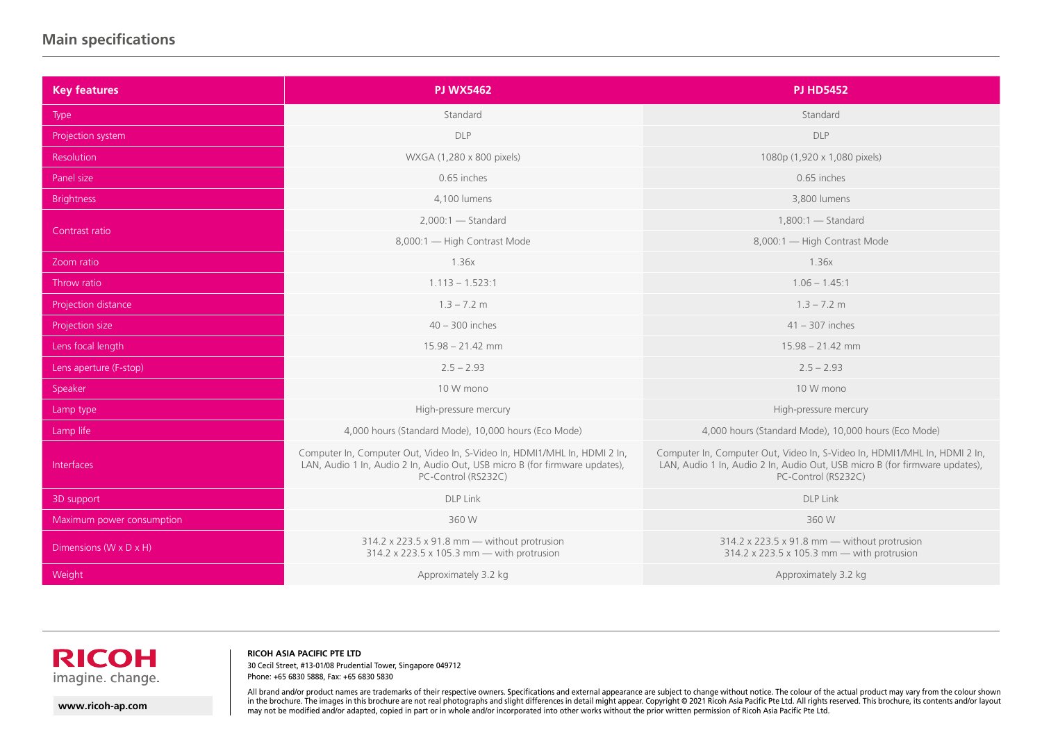## Main specifications

| Key features | PJ WX5462 | PJ HD5452 |
|---|---|---|
| Type | Standard | Standard |
| Projection system | DLP | DLP |
| Resolution | WXGA (1,280 x 800 pixels) | 1080p (1,920 x 1,080 pixels) |
| Panel size | 0.65 inches | 0.65 inches |
| Brightness | 4,100 lumens | 3,800 lumens |
| Contrast ratio | 2,000:1 — Standard | 1,800:1 — Standard |
| | 8,000:1 — High Contrast Mode | 8,000:1 — High Contrast Mode |
| Zoom ratio | 1.36x | 1.36x |
| Throw ratio | 1.113 – 1.523:1 | 1.06 – 1.45:1 |
| Projection distance | 1.3 – 7.2 m | 1.3 – 7.2 m |
| Projection size | 40 – 300 inches | 41 – 307 inches |
| Lens focal length | 15.98 – 21.42 mm | 15.98 – 21.42 mm |
| Lens aperture (F-stop) | 2.5 – 2.93 | 2.5 – 2.93 |
| Speaker | 10 W mono | 10 W mono |
| Lamp type | High-pressure mercury | High-pressure mercury |
| Lamp life | 4,000 hours (Standard Mode), 10,000 hours (Eco Mode) | 4,000 hours (Standard Mode), 10,000 hours (Eco Mode) |
| Interfaces | Computer In, Computer Out, Video In, S-Video In, HDMI1/MHL In, HDMI 2 In, LAN, Audio 1 In, Audio 2 In, Audio Out, USB micro B (for firmware updates), PC-Control (RS232C) | Computer In, Computer Out, Video In, S-Video In, HDMI1/MHL In, HDMI 2 In, LAN, Audio 1 In, Audio 2 In, Audio Out, USB micro B (for firmware updates), PC-Control (RS232C) |
| 3D support | DLP Link | DLP Link |
| Maximum power consumption | 360 W | 360 W |
| Dimensions (W x D x H) | 314.2 x 223.5 x 91.8 mm — without protrusion<br>314.2 x 223.5 x 105.3 mm — with protrusion | 314.2 x 223.5 x 91.8 mm — without protrusion<br>314.2 x 223.5 x 105.3 mm — with protrusion |
| Weight | Approximately 3.2 kg | Approximately 3.2 kg |

RICOH
imagine. change.

www.ricoh-ap.com

**RICOH ASIA PACIFIC PTE LTD**
30 Cecil Street, #13-01/08 Prudential Tower, Singapore 049712
Phone: +65 6830 5888, Fax: +65 6830 5830

All brand and/or product names are trademarks of their respective owners. Specifications and external appearance are subject to change without notice. The colour of the actual product may vary from the colour shown in the brochure. The images in this brochure are not real photographs and slight differences in detail might appear. Copyright © 2021 Ricoh Asia Pacific Pte Ltd. All rights reserved. This brochure, its contents and/or layout may not be modified and/or adapted, copied in part or in whole and/or incorporated into other works without the prior written permission of Ricoh Asia Pacific Pte Ltd.